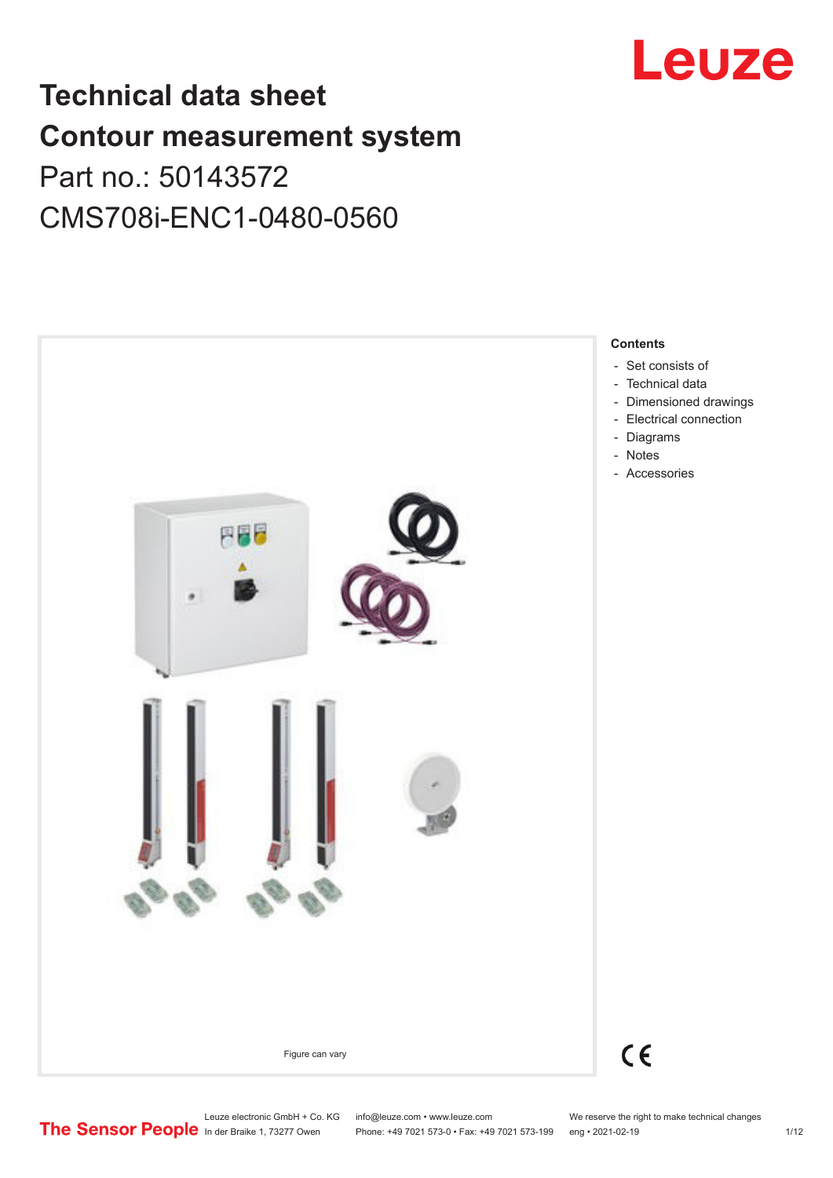# Technical data sheet
# Contour measurement system

Part no.: 50143572

CMS708i-ENC1-0480-0560

Figure can vary

**Contents**

- Set consists of
- Technical data
- Dimensioned drawings
- Electrical connection
- Diagrams
- Notes
- Accessories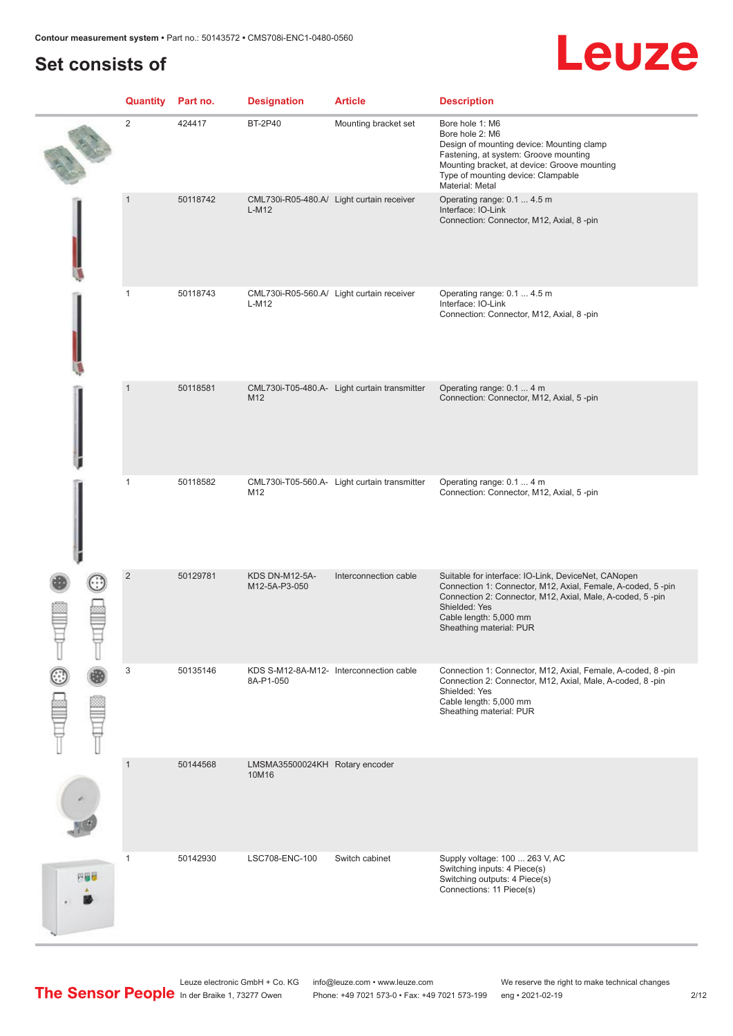## Set consists of

| Quantity | Part no. | Designation | Article | Description |
|---|---|---|---|---|
| 2 | 424417 | BT-2P40 | Mounting bracket set | Bore hole 1: M6<br>Bore hole 2: M6<br>Design of mounting device: Mounting clamp<br>Fastening, at system: Groove mounting<br>Mounting bracket, at device: Groove mounting<br>Type of mounting device: Clampable<br>Material: Metal |
| 1 | 50118742 | CML730i-R05-480.A/L-M12 | Light curtain receiver | Operating range: 0.1 ... 4.5 m<br>Interface: IO-Link<br>Connection: Connector, M12, Axial, 8 -pin |
| 1 | 50118743 | CML730i-R05-560.A/L-M12 | Light curtain receiver | Operating range: 0.1 ... 4.5 m<br>Interface: IO-Link<br>Connection: Connector, M12, Axial, 8 -pin |
| 1 | 50118581 | CML730i-T05-480.A-M12 | Light curtain transmitter | Operating range: 0.1 ... 4 m<br>Connection: Connector, M12, Axial, 5 -pin |
| 1 | 50118582 | CML730i-T05-560.A-M12 | Light curtain transmitter | Operating range: 0.1 ... 4 m<br>Connection: Connector, M12, Axial, 5 -pin |
| 2 | 50129781 | KDS DN-M12-5A-M12-5A-P3-050 | Interconnection cable | Suitable for interface: IO-Link, DeviceNet, CANopen<br>Connection 1: Connector, M12, Axial, Female, A-coded, 5 -pin<br>Connection 2: Connector, M12, Axial, Male, A-coded, 5 -pin<br>Shielded: Yes<br>Cable length: 5,000 mm<br>Sheathing material: PUR |
| 3 | 50135146 | KDS S-M12-8A-M12-8A-P1-050 | Interconnection cable | Connection 1: Connector, M12, Axial, Female, A-coded, 8 -pin<br>Connection 2: Connector, M12, Axial, Male, A-coded, 8 -pin<br>Shielded: Yes<br>Cable length: 5,000 mm<br>Sheathing material: PUR |
| 1 | 50144568 | LMSMA35500024KH 10M16 | Rotary encoder | |
| 1 | 50142930 | LSC708-ENC-100 | Switch cabinet | Supply voltage: 100 ... 263 V, AC<br>Switching inputs: 4 Piece(s)<br>Switching outputs: 4 Piece(s)<br>Connections: 11 Piece(s) |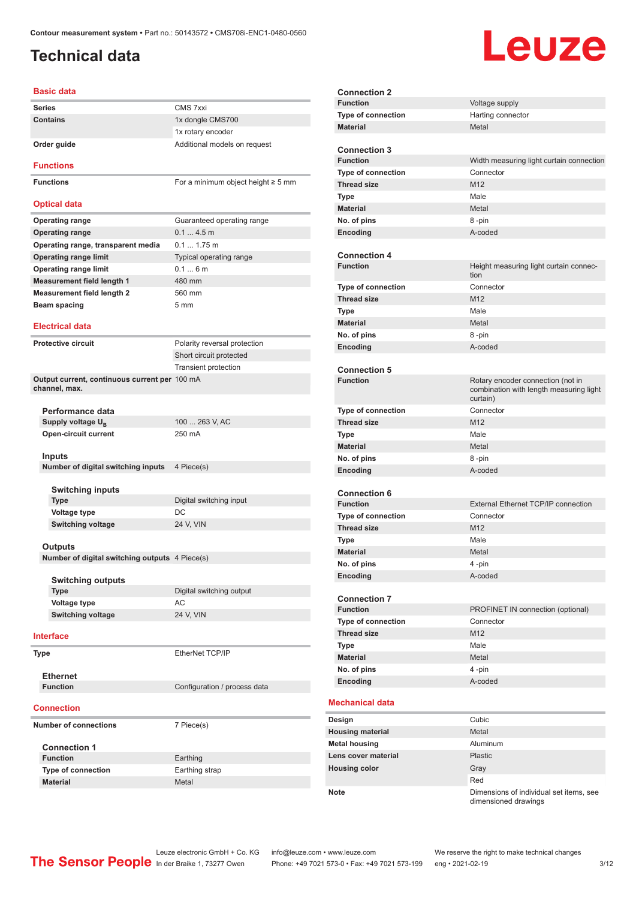# Technical data

## Basic data

| | |
|---|---|
| **Series** | CMS 7xxi |
| **Contains** | 1x dongle CMS700 |
| | 1x rotary encoder |
| **Order guide** | Additional models on request |

## Functions

| | |
|---|---|
| **Functions** | For a minimum object height ≥ 5 mm |

## Optical data

| | |
|---|---|
| **Operating range** | Guaranteed operating range |
| **Operating range** | 0.1 ... 4.5 m |
| **Operating range, transparent media** | 0.1 ... 1.75 m |
| **Operating range limit** | Typical operating range |
| **Operating range limit** | 0.1 ... 6 m |
| **Measurement field length 1** | 480 mm |
| **Measurement field length 2** | 560 mm |
| **Beam spacing** | 5 mm |

## Electrical data

| | |
|---|---|
| **Protective circuit** | Polarity reversal protection |
| | Short circuit protected |
| | Transient protection |
| **Output current, continuous current per channel, max.** | 100 mA |

### Performance data

| | |
|---|---|
| **Supply voltage $U_B$** | 100 ... 263 V, AC |
| **Open-circuit current** | 250 mA |

### Inputs

| | |
|---|---|
| **Number of digital switching inputs** | 4 Piece(s) |

#### Switching inputs

| | |
|---|---|
| **Type** | Digital switching input |
| **Voltage type** | DC |
| **Switching voltage** | 24 V, VIN |

### Outputs

| | |
|---|---|
| **Number of digital switching outputs** | 4 Piece(s) |

#### Switching outputs

| | |
|---|---|
| **Type** | Digital switching output |
| **Voltage type** | AC |
| **Switching voltage** | 24 V, VIN |

## Interface

| | |
|---|---|
| **Type** | EtherNet TCP/IP |

### Ethernet

| | |
|---|---|
| **Function** | Configuration / process data |

## Connection

| | |
|---|---|
| **Number of connections** | 7 Piece(s) |

### Connection 1

| | |
|---|---|
| **Function** | Earthing |
| **Type of connection** | Earthing strap |
| **Material** | Metal |

### Connection 2

| | |
|---|---|
| **Function** | Voltage supply |
| **Type of connection** | Harting connector |
| **Material** | Metal |

### Connection 3

| | |
|---|---|
| **Function** | Width measuring light curtain connection |
| **Type of connection** | Connector |
| **Thread size** | M12 |
| **Type** | Male |
| **Material** | Metal |
| **No. of pins** | 8 -pin |
| **Encoding** | A-coded |

### Connection 4

| | |
|---|---|
| **Function** | Height measuring light curtain connection |
| **Type of connection** | Connector |
| **Thread size** | M12 |
| **Type** | Male |
| **Material** | Metal |
| **No. of pins** | 8 -pin |
| **Encoding** | A-coded |

### Connection 5

| | |
|---|---|
| **Function** | Rotary encoder connection (not in combination with length measuring light curtain) |
| **Type of connection** | Connector |
| **Thread size** | M12 |
| **Type** | Male |
| **Material** | Metal |
| **No. of pins** | 8 -pin |
| **Encoding** | A-coded |

### Connection 6

| | |
|---|---|
| **Function** | External Ethernet TCP/IP connection |
| **Type of connection** | Connector |
| **Thread size** | M12 |
| **Type** | Male |
| **Material** | Metal |
| **No. of pins** | 4 -pin |
| **Encoding** | A-coded |

### Connection 7

| | |
|---|---|
| **Function** | PROFINET IN connection (optional) |
| **Type of connection** | Connector |
| **Thread size** | M12 |
| **Type** | Male |
| **Material** | Metal |
| **No. of pins** | 4 -pin |
| **Encoding** | A-coded |

## Mechanical data

| | |
|---|---|
| **Design** | Cubic |
| **Housing material** | Metal |
| **Metal housing** | Aluminum |
| **Lens cover material** | Plastic |
| **Housing color** | Gray |
| | Red |
| **Note** | Dimensions of individual set items, see dimensioned drawings |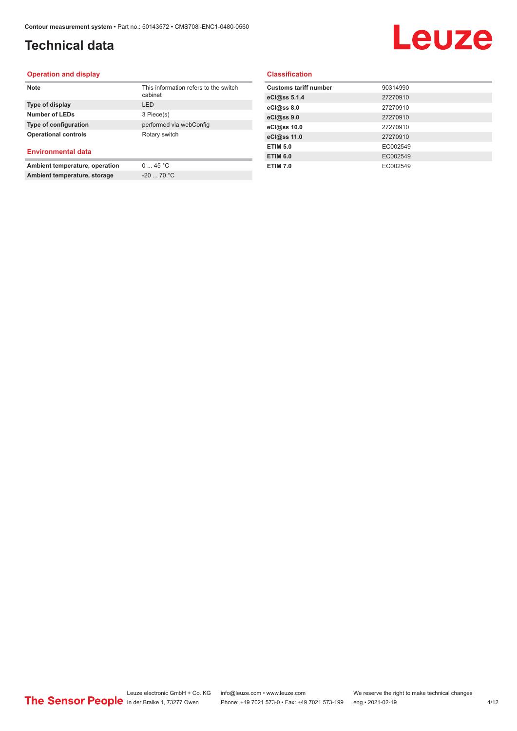# Technical data

## Operation and display

| | |
|---|---|
| **Note** | This information refers to the switch cabinet |
| **Type of display** | LED |
| **Number of LEDs** | 3 Piece(s) |
| **Type of configuration** | performed via webConfig |
| **Operational controls** | Rotary switch |

## Environmental data

| | |
|---|---|
| **Ambient temperature, operation** | 0 ... 45 °C |
| **Ambient temperature, storage** | -20 ... 70 °C |

## Classification

| | |
|---|---|
| **Customs tariff number** | 90314990 |
| **eCl@ss 5.1.4** | 27270910 |
| **eCl@ss 8.0** | 27270910 |
| **eCl@ss 9.0** | 27270910 |
| **eCl@ss 10.0** | 27270910 |
| **eCl@ss 11.0** | 27270910 |
| **ETIM 5.0** | EC002549 |
| **ETIM 6.0** | EC002549 |
| **ETIM 7.0** | EC002549 |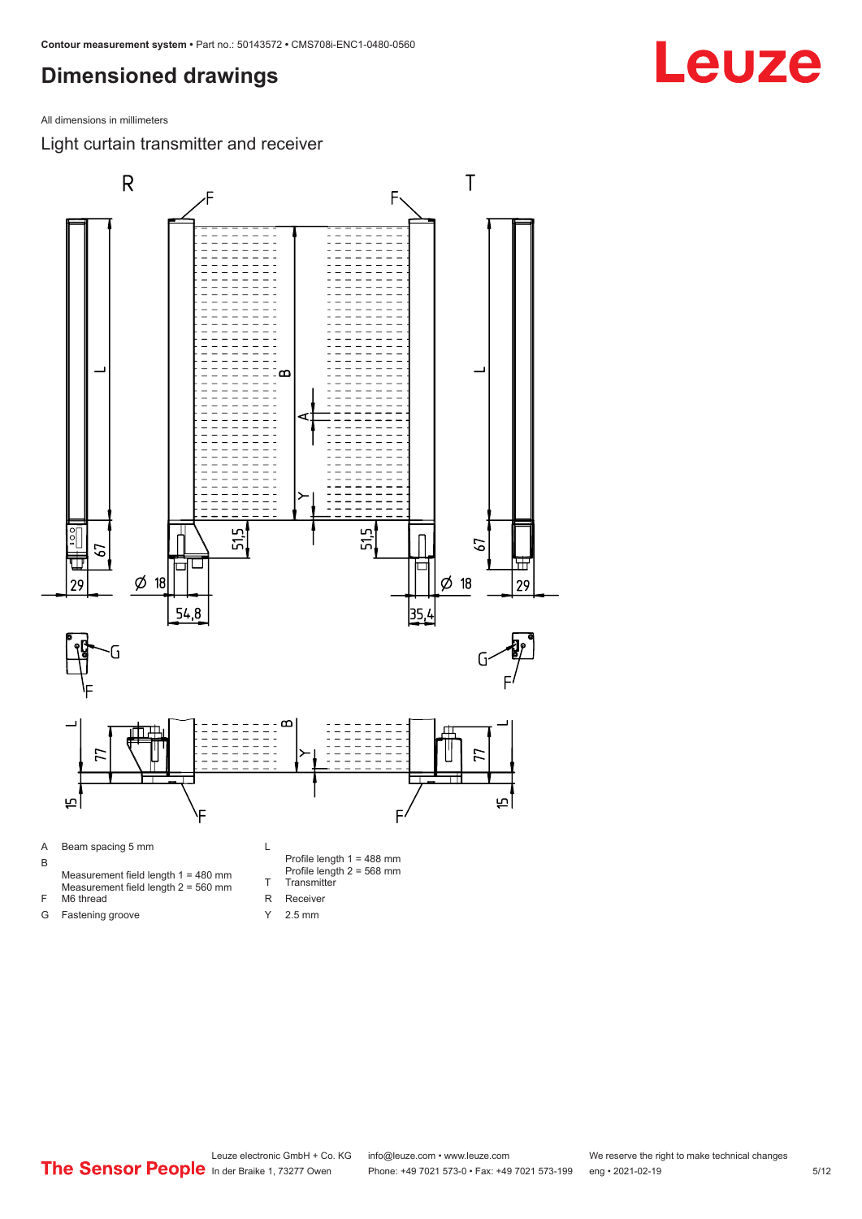## Dimensioned drawings

All dimensions in millimeters

### Light curtain transmitter and receiver

- A Beam spacing 5 mm
- B Measurement field length 1 = 480 mm
  Measurement field length 2 = 560 mm
- F M6 thread
- G Fastening groove
- L Profile length 1 = 488 mm
  Profile length 2 = 568 mm
- T Transmitter
- R Receiver
- Y 2.5 mm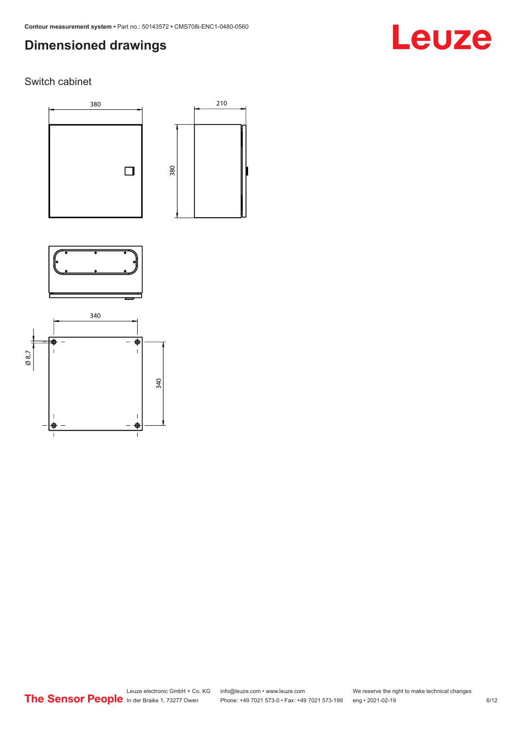# Dimensioned drawings

## Switch cabinet

380

210

380

340

Ø 8,7

340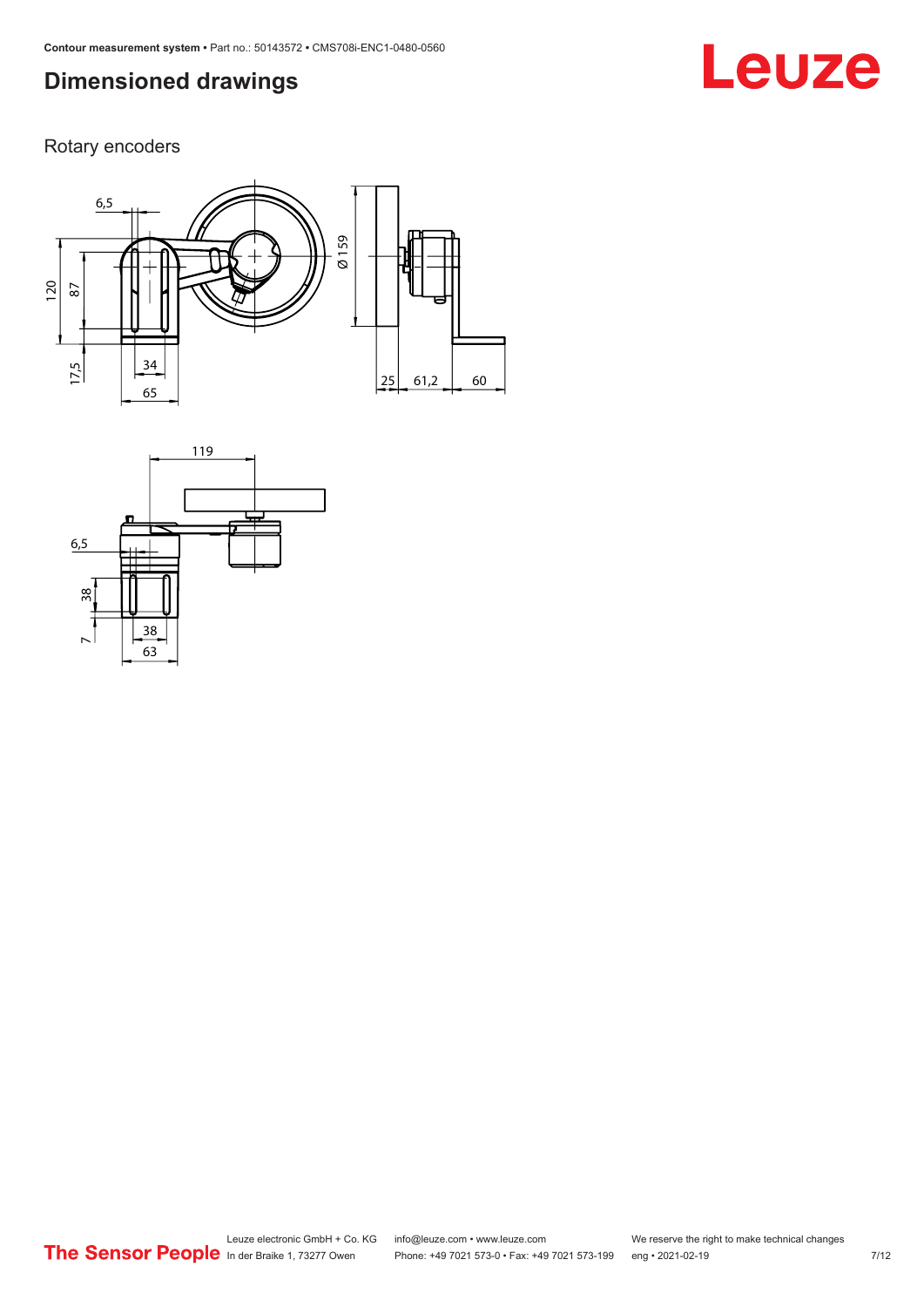# Dimensioned drawings

Rotary encoders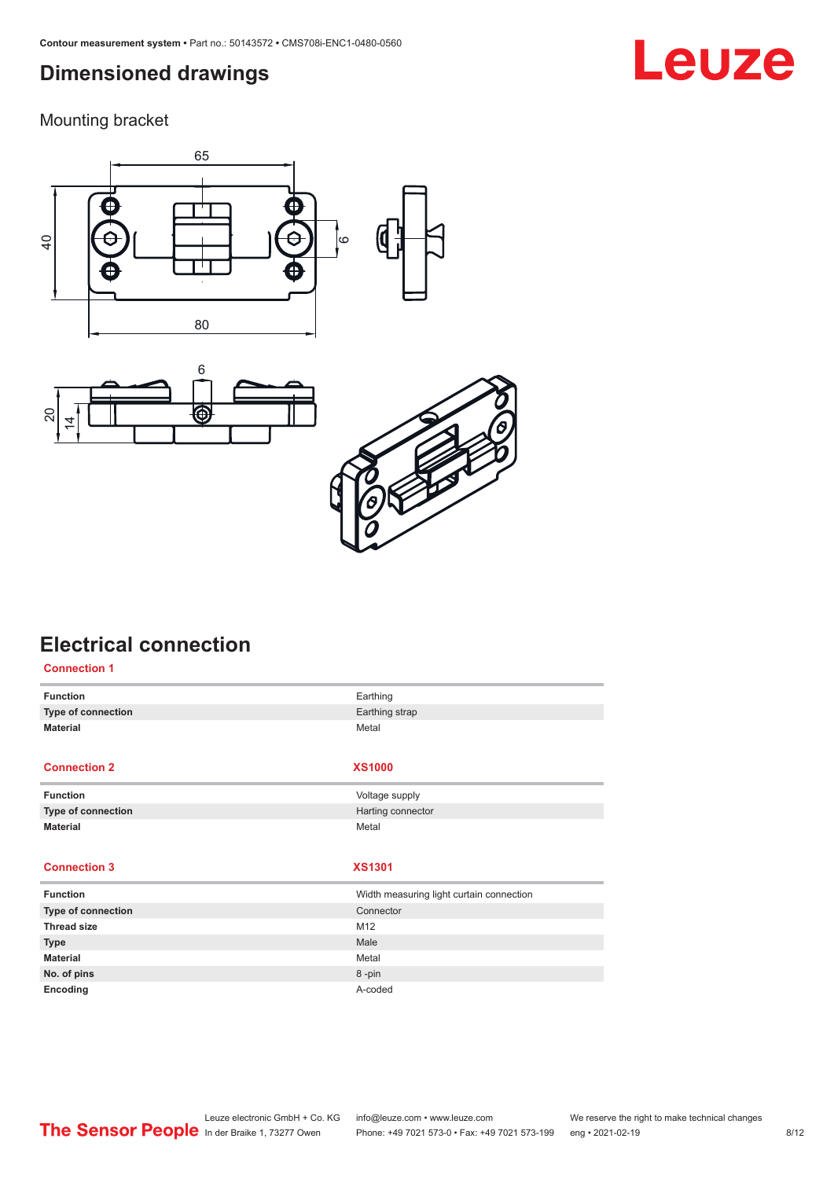# Dimensioned drawings

## Mounting bracket

# Electrical connection

### Connection 1

| Function | Earthing |
|---|---|
| Type of connection | Earthing strap |
| Material | Metal |

### Connection 2 — XS1000

| Function | Voltage supply |
|---|---|
| Type of connection | Harting connector |
| Material | Metal |

### Connection 3 — XS1301

| Function | Width measuring light curtain connection |
|---|---|
| Type of connection | Connector |
| Thread size | M12 |
| Type | Male |
| Material | Metal |
| No. of pins | 8 -pin |
| Encoding | A-coded |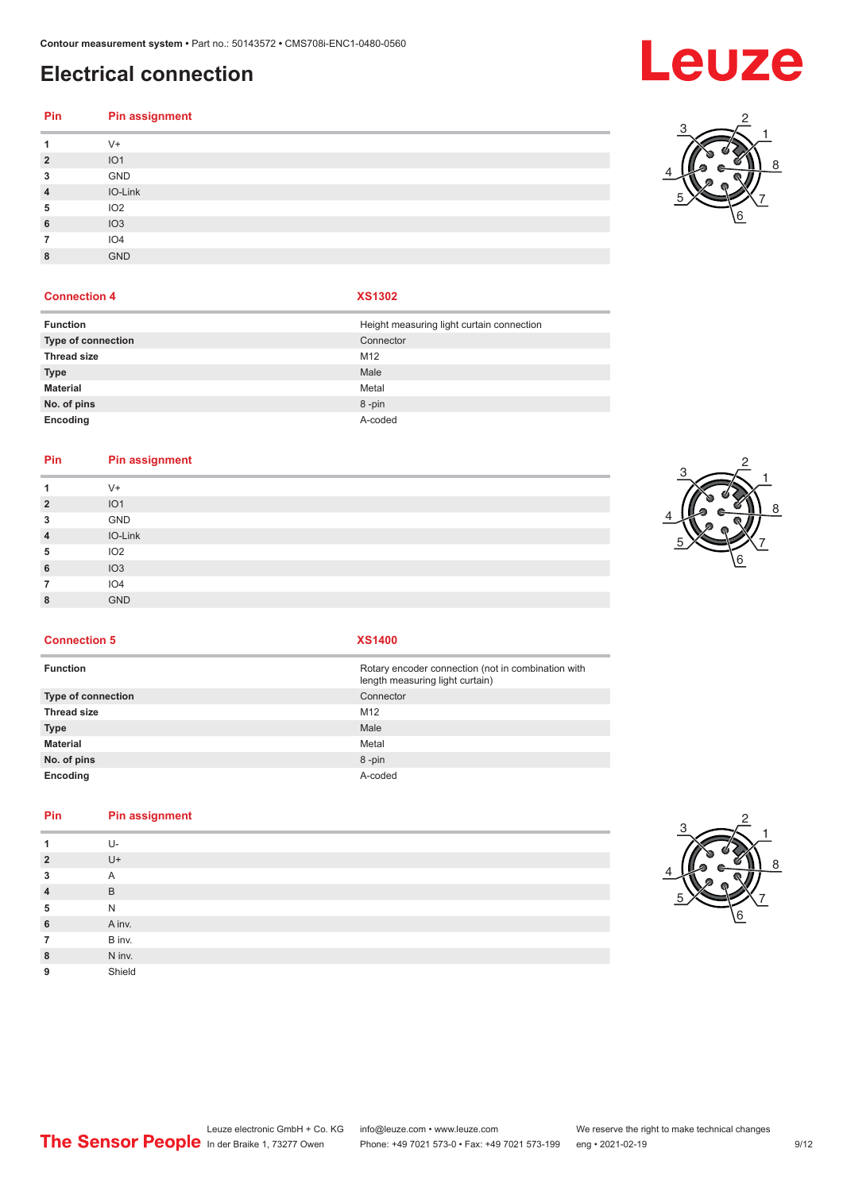# Electrical connection

| Pin | Pin assignment |
|---|---|
| 1 | V+ |
| 2 | IO1 |
| 3 | GND |
| 4 | IO-Link |
| 5 | IO2 |
| 6 | IO3 |
| 7 | IO4 |
| 8 | GND |

| Connection 4 | XS1302 |
|---|---|
| Function | Height measuring light curtain connection |
| Type of connection | Connector |
| Thread size | M12 |
| Type | Male |
| Material | Metal |
| No. of pins | 8 -pin |
| Encoding | A-coded |

| Pin | Pin assignment |
|---|---|
| 1 | V+ |
| 2 | IO1 |
| 3 | GND |
| 4 | IO-Link |
| 5 | IO2 |
| 6 | IO3 |
| 7 | IO4 |
| 8 | GND |

| Connection 5 | XS1400 |
|---|---|
| Function | Rotary encoder connection (not in combination with length measuring light curtain) |
| Type of connection | Connector |
| Thread size | M12 |
| Type | Male |
| Material | Metal |
| No. of pins | 8 -pin |
| Encoding | A-coded |

| Pin | Pin assignment |
|---|---|
| 1 | U- |
| 2 | U+ |
| 3 | A |
| 4 | B |
| 5 | N |
| 6 | A inv. |
| 7 | B inv. |
| 8 | N inv. |
| 9 | Shield |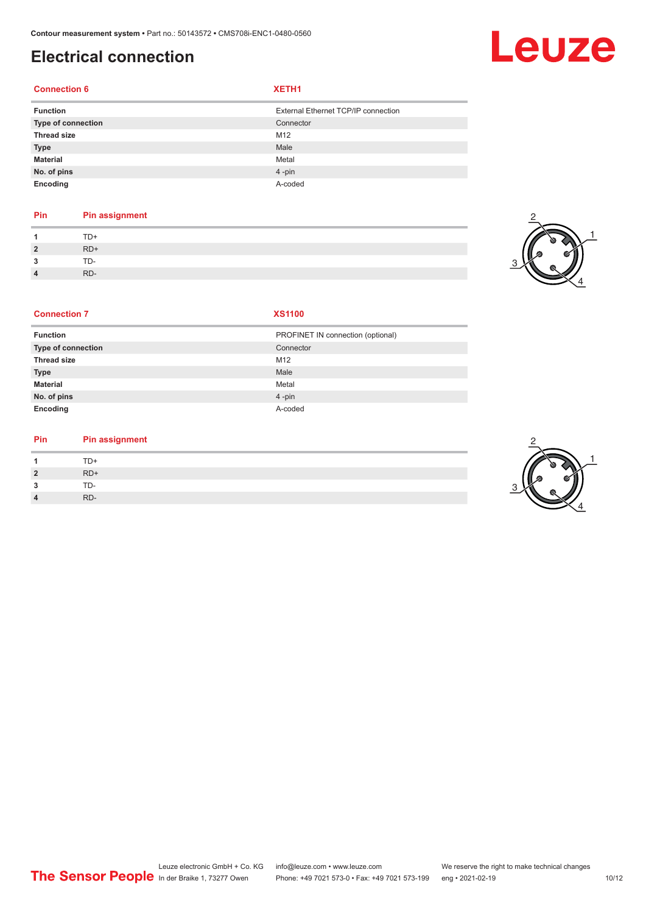# Electrical connection

| Connection 6 | XETH1 |
|---|---|
| **Function** | External Ethernet TCP/IP connection |
| **Type of connection** | Connector |
| **Thread size** | M12 |
| **Type** | Male |
| **Material** | Metal |
| **No. of pins** | 4 -pin |
| **Encoding** | A-coded |

| Pin | Pin assignment |
|---|---|
| **1** | TD+ |
| **2** | RD+ |
| **3** | TD- |
| **4** | RD- |

| Connection 7 | XS1100 |
|---|---|
| **Function** | PROFINET IN connection (optional) |
| **Type of connection** | Connector |
| **Thread size** | M12 |
| **Type** | Male |
| **Material** | Metal |
| **No. of pins** | 4 -pin |
| **Encoding** | A-coded |

| Pin | Pin assignment |
|---|---|
| **1** | TD+ |
| **2** | RD+ |
| **3** | TD- |
| **4** | RD- |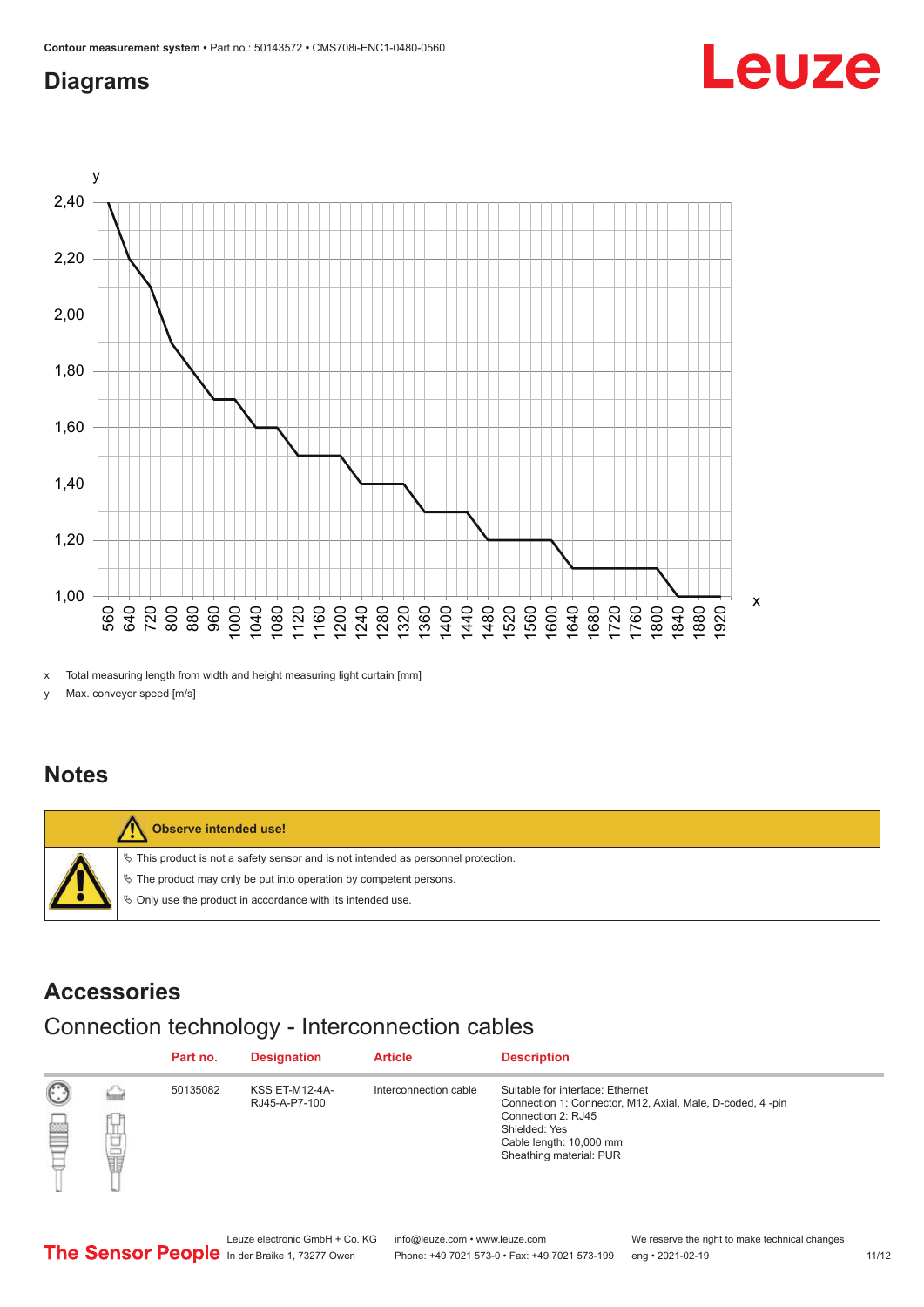## Diagrams

x Total measuring length from width and height measuring light curtain [mm]

y Max. conveyor speed [m/s]

## Notes

**Observe intended use!**

- ↳ This product is not a safety sensor and is not intended as personnel protection.
- ↳ The product may only be put into operation by competent persons.
- ↳ Only use the product in accordance with its intended use.

## Accessories

### Connection technology - Interconnection cables

| Part no. | Designation | Article | Description |
|---|---|---|---|
| 50135082 | KSS ET-M12-4A-RJ45-A-P7-100 | Interconnection cable | Suitable for interface: Ethernet<br>Connection 1: Connector, M12, Axial, Male, D-coded, 4 -pin<br>Connection 2: RJ45<br>Shielded: Yes<br>Cable length: 10,000 mm<br>Sheathing material: PUR |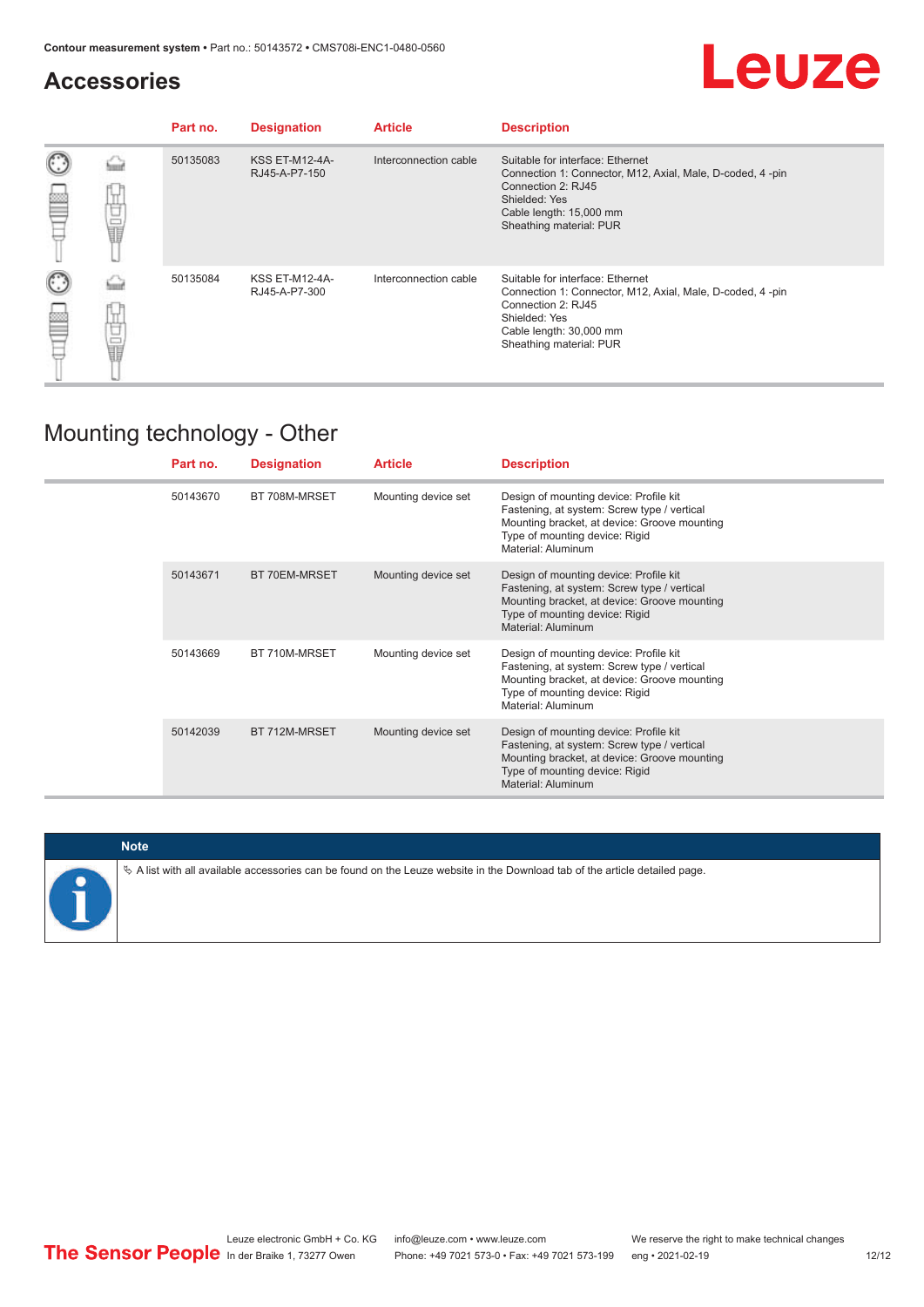## Accessories

| Part no. | Designation | Article | Description |
| --- | --- | --- | --- |
| 50135083 | KSS ET-M12-4A-RJ45-A-P7-150 | Interconnection cable | Suitable for interface: Ethernet<br>Connection 1: Connector, M12, Axial, Male, D-coded, 4 -pin<br>Connection 2: RJ45<br>Shielded: Yes<br>Cable length: 15,000 mm<br>Sheathing material: PUR |
| 50135084 | KSS ET-M12-4A-RJ45-A-P7-300 | Interconnection cable | Suitable for interface: Ethernet<br>Connection 1: Connector, M12, Axial, Male, D-coded, 4 -pin<br>Connection 2: RJ45<br>Shielded: Yes<br>Cable length: 30,000 mm<br>Sheathing material: PUR |

## Mounting technology - Other

| Part no. | Designation | Article | Description |
| --- | --- | --- | --- |
| 50143670 | BT 708M-MRSET | Mounting device set | Design of mounting device: Profile kit<br>Fastening, at system: Screw type / vertical<br>Mounting bracket, at device: Groove mounting<br>Type of mounting device: Rigid<br>Material: Aluminum |
| 50143671 | BT 70EM-MRSET | Mounting device set | Design of mounting device: Profile kit<br>Fastening, at system: Screw type / vertical<br>Mounting bracket, at device: Groove mounting<br>Type of mounting device: Rigid<br>Material: Aluminum |
| 50143669 | BT 710M-MRSET | Mounting device set | Design of mounting device: Profile kit<br>Fastening, at system: Screw type / vertical<br>Mounting bracket, at device: Groove mounting<br>Type of mounting device: Rigid<br>Material: Aluminum |
| 50142039 | BT 712M-MRSET | Mounting device set | Design of mounting device: Profile kit<br>Fastening, at system: Screw type / vertical<br>Mounting bracket, at device: Groove mounting<br>Type of mounting device: Rigid<br>Material: Aluminum |

**Note**

✎ A list with all available accessories can be found on the Leuze website in the Download tab of the article detailed page.